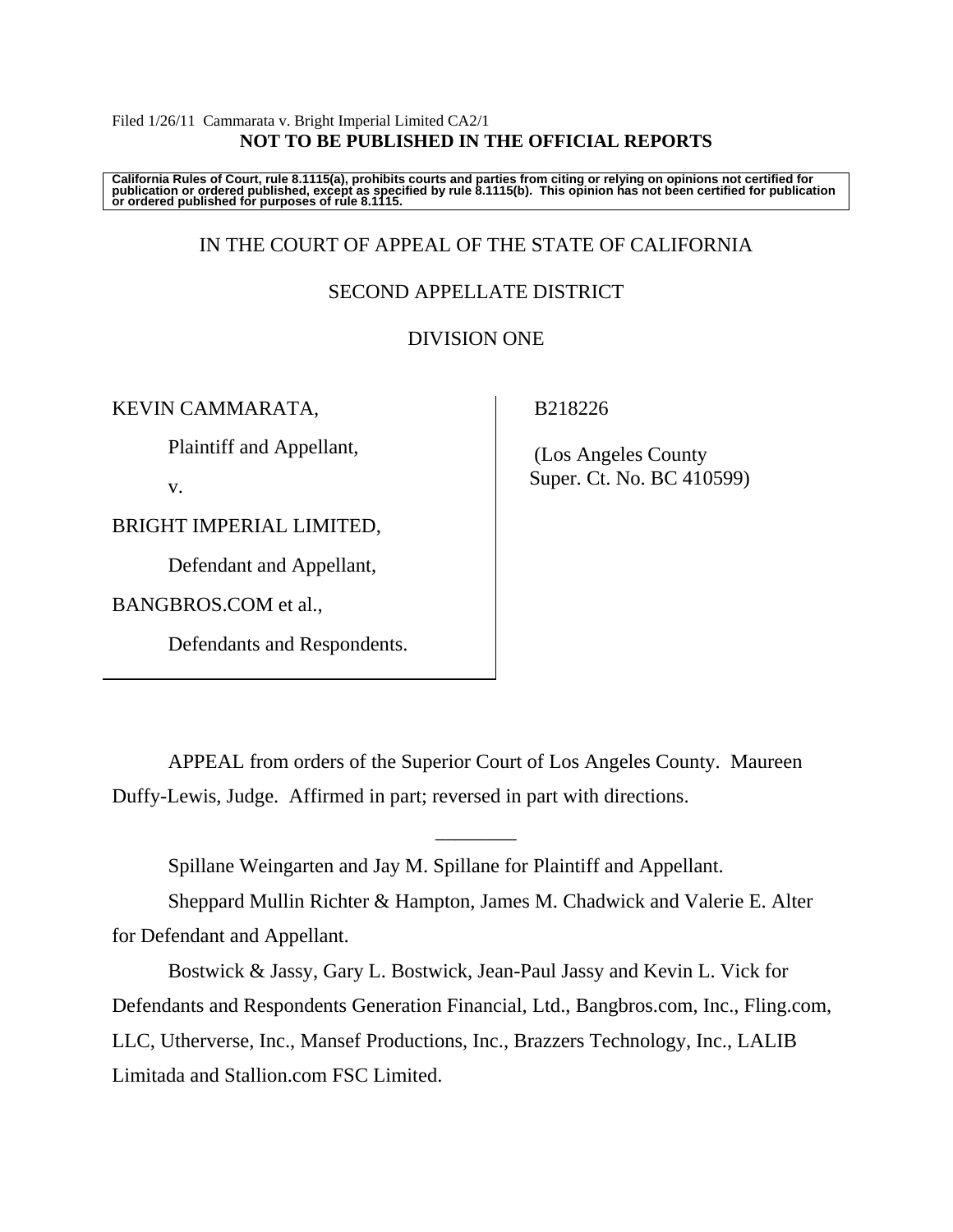Filed 1/26/11 Cammarata v. Bright Imperial Limited CA2/1

**NOT TO BE PUBLISHED IN THE OFFICIAL REPORTS**

**California Rules of Court, rule 8.1115(a), prohibits courts and parties from citing or relying on opinions not certified for publication or ordered published, except as specified by rule 8.1115(b). This opinion has not been certified for publication or ordered published for purposes of rule 8.1115.**

IN THE COURT OF APPEAL OF THE STATE OF CALIFORNIA

SECOND APPELLATE DISTRICT

DIVISION ONE

KEVIN CAMMARATA,

Plaintiff and Appellant,

v.

BRIGHT IMPERIAL LIMITED,

Defendant and Appellant,

BANGBROS.COM et al.,

Defendants and Respondents.

B218226

(Los Angeles County Super. Ct. No. BC 410599)

APPEAL from orders of the Superior Court of Los Angeles County. Maureen Duffy-Lewis, Judge. Affirmed in part; reversed in part with directions.

________

Spillane Weingarten and Jay M. Spillane for Plaintiff and Appellant.

Sheppard Mullin Richter & Hampton, James M. Chadwick and Valerie E. Alter for Defendant and Appellant.

Bostwick & Jassy, Gary L. Bostwick, Jean-Paul Jassy and Kevin L. Vick for Defendants and Respondents Generation Financial, Ltd., Bangbros.com, Inc., Fling.com, LLC, Utherverse, Inc., Mansef Productions, Inc., Brazzers Technology, Inc., LALIB Limitada and Stallion.com FSC Limited.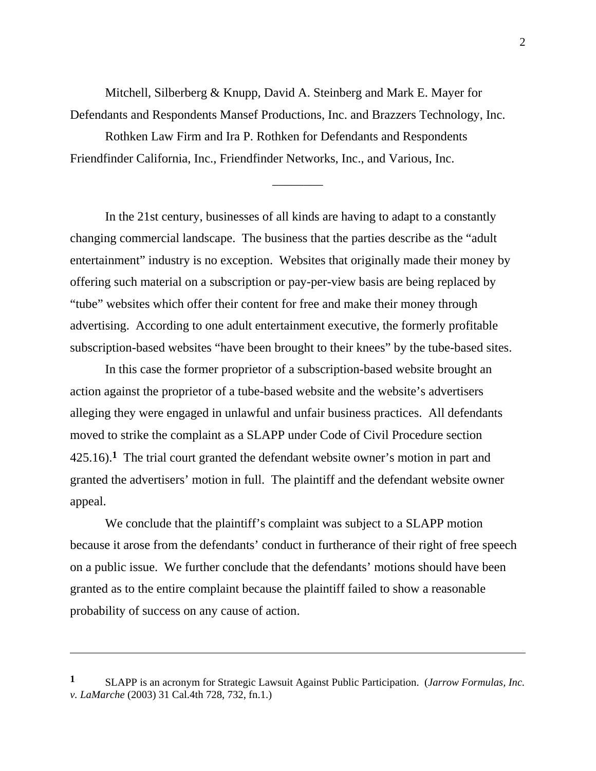Mitchell, Silberberg & Knupp, David A. Steinberg and Mark E. Mayer for Defendants and Respondents Mansef Productions, Inc. and Brazzers Technology, Inc.

Rothken Law Firm and Ira P. Rothken for Defendants and Respondents Friendfinder California, Inc., Friendfinder Networks, Inc., and Various, Inc.

________

In the 21st century, businesses of all kinds are having to adapt to a constantly changing commercial landscape. The business that the parties describe as the "adult entertainment" industry is no exception. Websites that originally made their money by offering such material on a subscription or pay-per-view basis are being replaced by "tube" websites which offer their content for free and make their money through advertising. According to one adult entertainment executive, the formerly profitable subscription-based websites "have been brought to their knees" by the tube-based sites.

In this case the former proprietor of a subscription-based website brought an action against the proprietor of a tube-based website and the website's advertisers alleging they were engaged in unlawful and unfair business practices. All defendants moved to strike the complaint as a SLAPP under Code of Civil Procedure section 425.16).[1] The trial court granted the defendant website owner's motion in part and granted the advertisers' motion in full. The plaintiff and the defendant website owner appeal.

We conclude that the plaintiff's complaint was subject to a SLAPP motion because it arose from the defendants' conduct in furtherance of their right of free speech on a public issue. We further conclude that the defendants' motions should have been granted as to the entire complaint because the plaintiff failed to show a reasonable probability of success on any cause of action.

---

[1] SLAPP is an acronym for Strategic Lawsuit Against Public Participation. (*Jarrow Formulas, Inc. v. LaMarche* (2003) 31 Cal.4th 728, 732, fn.1.)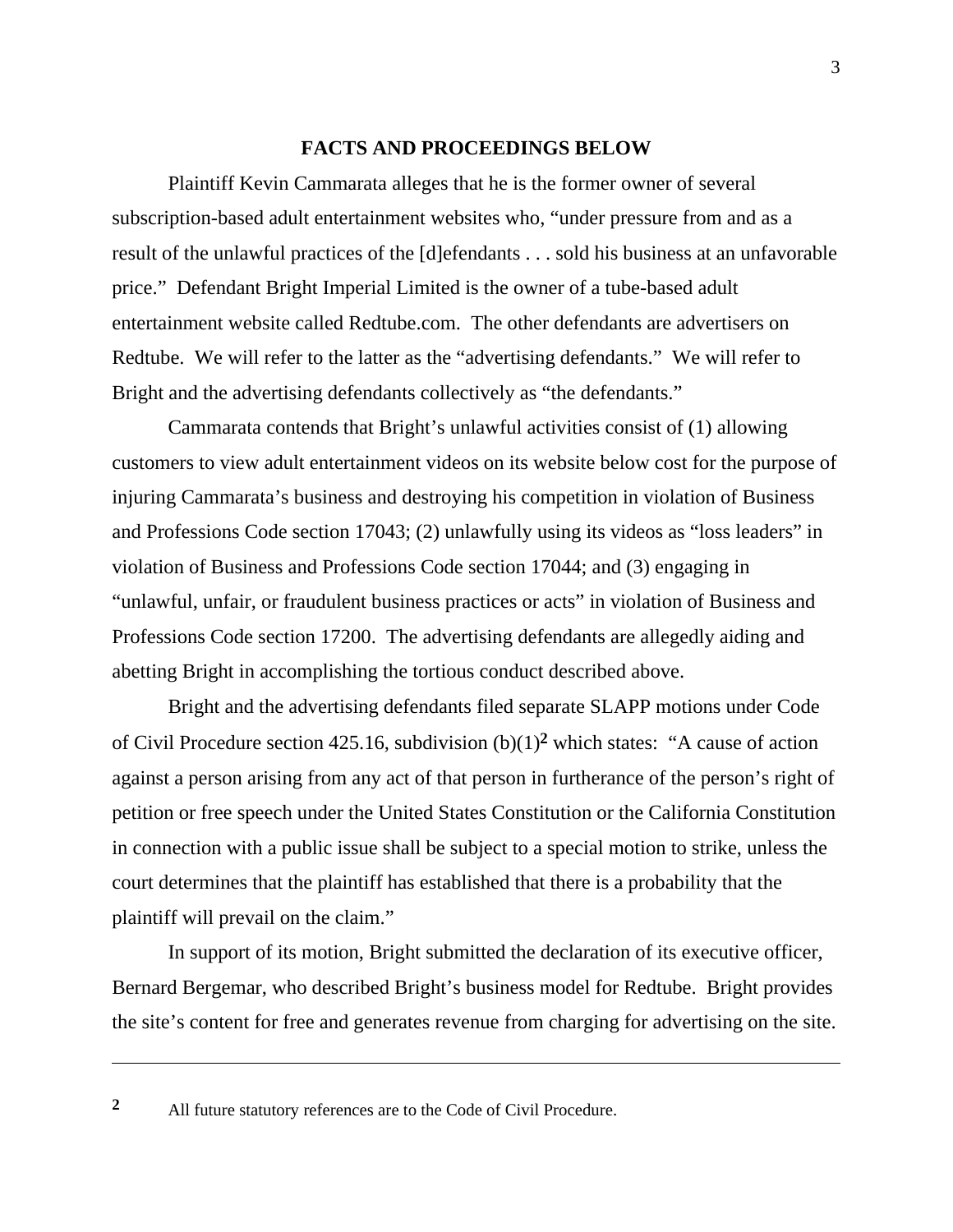**FACTS AND PROCEEDINGS BELOW**

Plaintiff Kevin Cammarata alleges that he is the former owner of several subscription-based adult entertainment websites who, "under pressure from and as a result of the unlawful practices of the [d]efendants . . . sold his business at an unfavorable price." Defendant Bright Imperial Limited is the owner of a tube-based adult entertainment website called Redtube.com. The other defendants are advertisers on Redtube. We will refer to the latter as the "advertising defendants." We will refer to Bright and the advertising defendants collectively as "the defendants."

Cammarata contends that Bright's unlawful activities consist of (1) allowing customers to view adult entertainment videos on its website below cost for the purpose of injuring Cammarata's business and destroying his competition in violation of Business and Professions Code section 17043; (2) unlawfully using its videos as "loss leaders" in violation of Business and Professions Code section 17044; and (3) engaging in "unlawful, unfair, or fraudulent business practices or acts" in violation of Business and Professions Code section 17200. The advertising defendants are allegedly aiding and abetting Bright in accomplishing the tortious conduct described above.

Bright and the advertising defendants filed separate SLAPP motions under Code of Civil Procedure section 425.16, subdivision (b)(1)[2] which states: "A cause of action against a person arising from any act of that person in furtherance of the person's right of petition or free speech under the United States Constitution or the California Constitution in connection with a public issue shall be subject to a special motion to strike, unless the court determines that the plaintiff has established that there is a probability that the plaintiff will prevail on the claim."

In support of its motion, Bright submitted the declaration of its executive officer, Bernard Bergemar, who described Bright's business model for Redtube. Bright provides the site's content for free and generates revenue from charging for advertising on the site.

---

[2] All future statutory references are to the Code of Civil Procedure.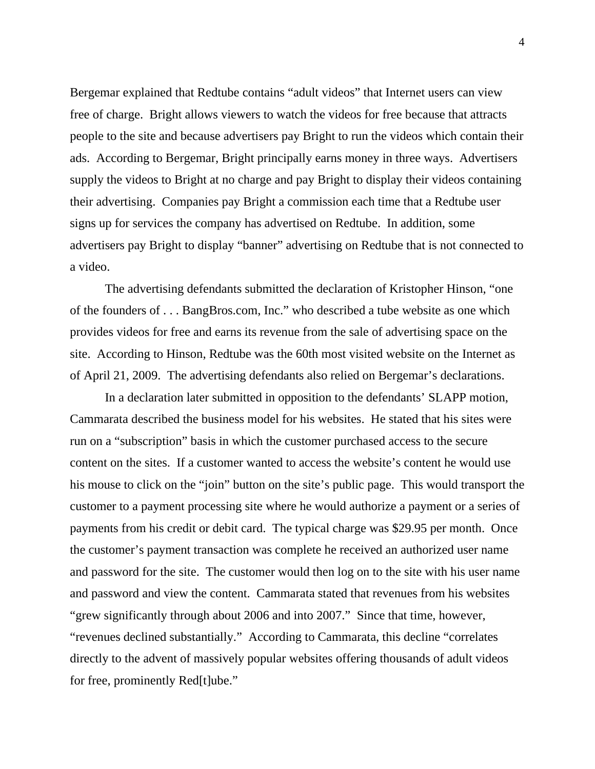Bergemar explained that Redtube contains “adult videos” that Internet users can view free of charge. Bright allows viewers to watch the videos for free because that attracts people to the site and because advertisers pay Bright to run the videos which contain their ads. According to Bergemar, Bright principally earns money in three ways. Advertisers supply the videos to Bright at no charge and pay Bright to display their videos containing their advertising. Companies pay Bright a commission each time that a Redtube user signs up for services the company has advertised on Redtube. In addition, some advertisers pay Bright to display “banner” advertising on Redtube that is not connected to a video.

The advertising defendants submitted the declaration of Kristopher Hinson, “one of the founders of . . . BangBros.com, Inc.” who described a tube website as one which provides videos for free and earns its revenue from the sale of advertising space on the site. According to Hinson, Redtube was the 60th most visited website on the Internet as of April 21, 2009. The advertising defendants also relied on Bergemar’s declarations.

In a declaration later submitted in opposition to the defendants’ SLAPP motion, Cammarata described the business model for his websites. He stated that his sites were run on a “subscription” basis in which the customer purchased access to the secure content on the sites. If a customer wanted to access the website’s content he would use his mouse to click on the “join” button on the site’s public page. This would transport the customer to a payment processing site where he would authorize a payment or a series of payments from his credit or debit card. The typical charge was $29.95 per month. Once the customer’s payment transaction was complete he received an authorized user name and password for the site. The customer would then log on to the site with his user name and password and view the content. Cammarata stated that revenues from his websites “grew significantly through about 2006 and into 2007.” Since that time, however, “revenues declined substantially.” According to Cammarata, this decline “correlates directly to the advent of massively popular websites offering thousands of adult videos for free, prominently Red[t]ube.”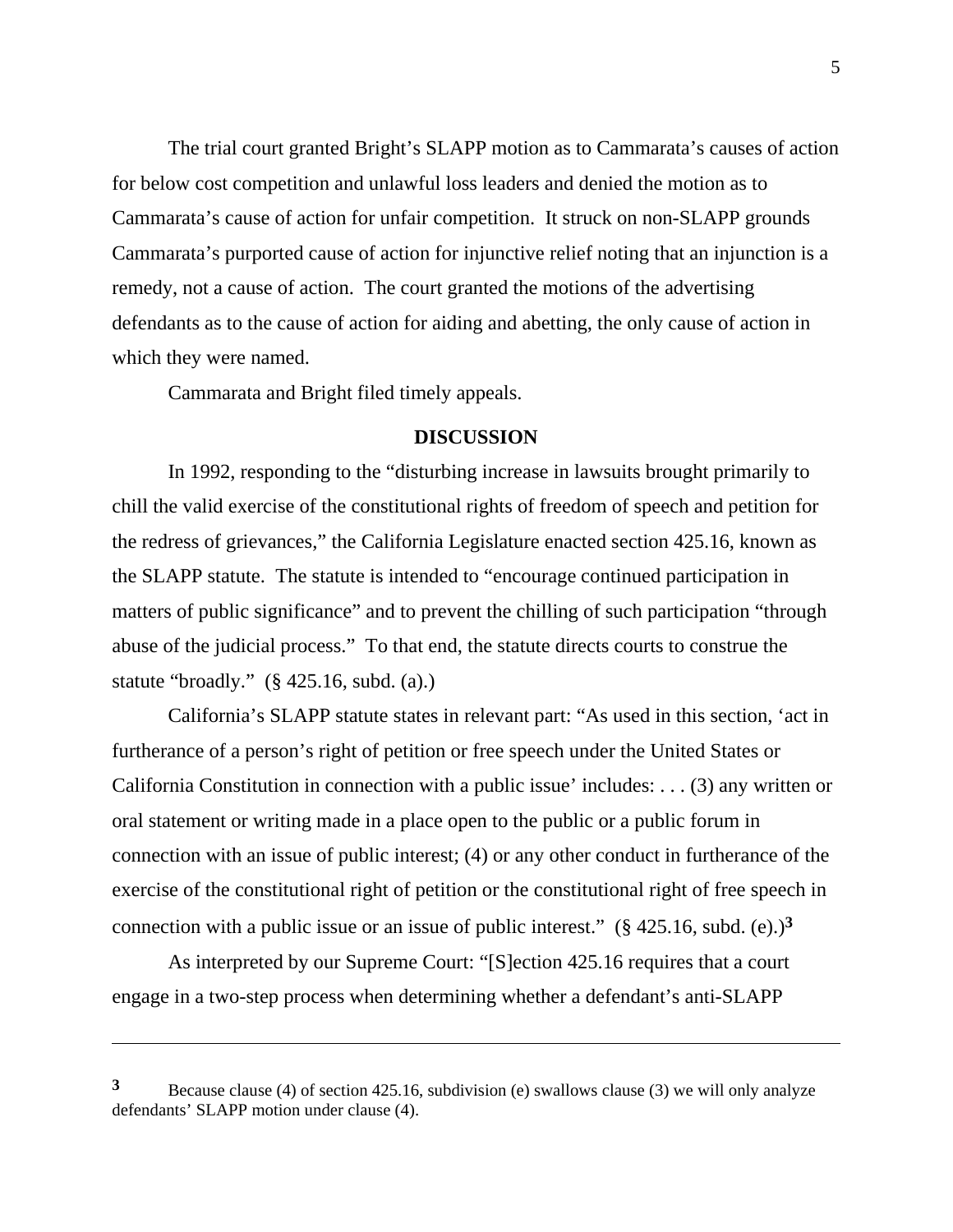The trial court granted Bright's SLAPP motion as to Cammarata's causes of action for below cost competition and unlawful loss leaders and denied the motion as to Cammarata's cause of action for unfair competition. It struck on non-SLAPP grounds Cammarata's purported cause of action for injunctive relief noting that an injunction is a remedy, not a cause of action. The court granted the motions of the advertising defendants as to the cause of action for aiding and abetting, the only cause of action in which they were named.

Cammarata and Bright filed timely appeals.

**DISCUSSION**

In 1992, responding to the "disturbing increase in lawsuits brought primarily to chill the valid exercise of the constitutional rights of freedom of speech and petition for the redress of grievances," the California Legislature enacted section 425.16, known as the SLAPP statute. The statute is intended to "encourage continued participation in matters of public significance" and to prevent the chilling of such participation "through abuse of the judicial process." To that end, the statute directs courts to construe the statute "broadly." (§ 425.16, subd. (a).)

California's SLAPP statute states in relevant part: "As used in this section, 'act in furtherance of a person's right of petition or free speech under the United States or California Constitution in connection with a public issue' includes: . . . (3) any written or oral statement or writing made in a place open to the public or a public forum in connection with an issue of public interest; (4) or any other conduct in furtherance of the exercise of the constitutional right of petition or the constitutional right of free speech in connection with a public issue or an issue of public interest." (§ 425.16, subd. (e).)[3]

As interpreted by our Supreme Court: "[S]ection 425.16 requires that a court engage in a two-step process when determining whether a defendant's anti-SLAPP

---

[3] Because clause (4) of section 425.16, subdivision (e) swallows clause (3) we will only analyze defendants' SLAPP motion under clause (4).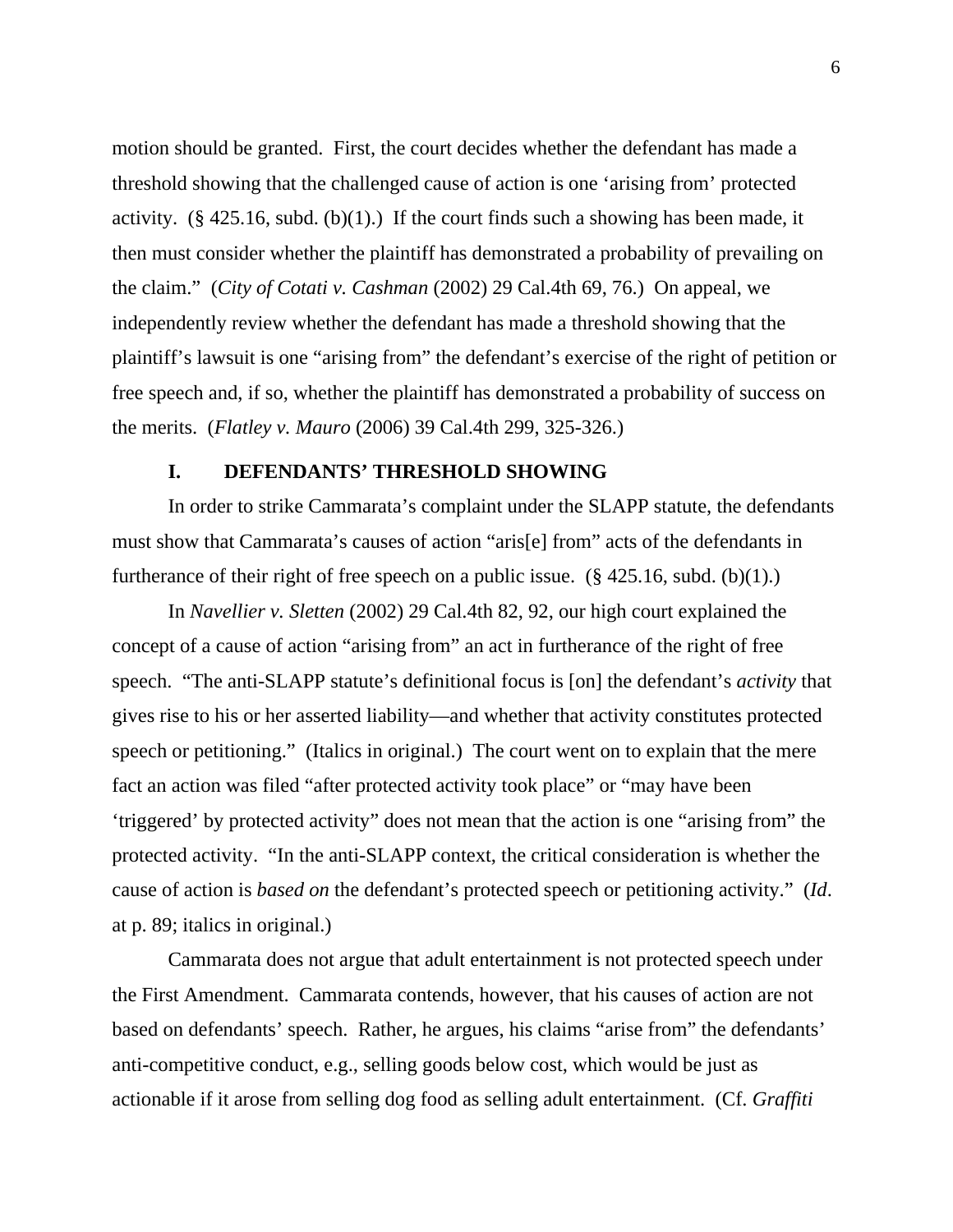motion should be granted. First, the court decides whether the defendant has made a threshold showing that the challenged cause of action is one 'arising from' protected activity. (§ 425.16, subd. (b)(1).) If the court finds such a showing has been made, it then must consider whether the plaintiff has demonstrated a probability of prevailing on the claim." (*City of Cotati v. Cashman* (2002) 29 Cal.4th 69, 76.) On appeal, we independently review whether the defendant has made a threshold showing that the plaintiff's lawsuit is one "arising from" the defendant's exercise of the right of petition or free speech and, if so, whether the plaintiff has demonstrated a probability of success on the merits. (*Flatley v. Mauro* (2006) 39 Cal.4th 299, 325-326.)

## I. DEFENDANTS' THRESHOLD SHOWING

In order to strike Cammarata's complaint under the SLAPP statute, the defendants must show that Cammarata's causes of action "aris[e] from" acts of the defendants in furtherance of their right of free speech on a public issue. (§ 425.16, subd. (b)(1).)

In *Navellier v. Sletten* (2002) 29 Cal.4th 82, 92, our high court explained the concept of a cause of action "arising from" an act in furtherance of the right of free speech. "The anti-SLAPP statute's definitional focus is [on] the defendant's *activity* that gives rise to his or her asserted liability—and whether that activity constitutes protected speech or petitioning." (Italics in original.) The court went on to explain that the mere fact an action was filed "after protected activity took place" or "may have been 'triggered' by protected activity" does not mean that the action is one "arising from" the protected activity. "In the anti-SLAPP context, the critical consideration is whether the cause of action is *based on* the defendant's protected speech or petitioning activity." (*Id*. at p. 89; italics in original.)

Cammarata does not argue that adult entertainment is not protected speech under the First Amendment. Cammarata contends, however, that his causes of action are not based on defendants' speech. Rather, he argues, his claims "arise from" the defendants' anti-competitive conduct, e.g., selling goods below cost, which would be just as actionable if it arose from selling dog food as selling adult entertainment. (Cf. *Graffiti*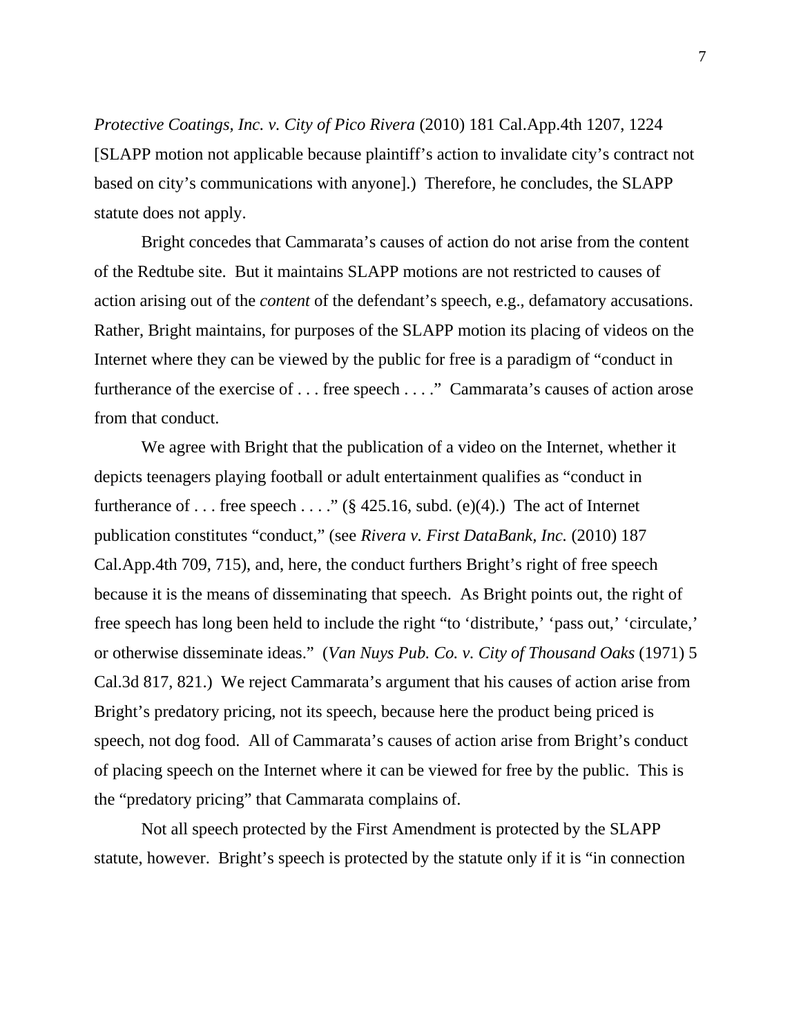*Protective Coatings, Inc. v. City of Pico Rivera* (2010) 181 Cal.App.4th 1207, 1224 [SLAPP motion not applicable because plaintiff's action to invalidate city's contract not based on city's communications with anyone].) Therefore, he concludes, the SLAPP statute does not apply.

Bright concedes that Cammarata's causes of action do not arise from the content of the Redtube site. But it maintains SLAPP motions are not restricted to causes of action arising out of the *content* of the defendant's speech, e.g., defamatory accusations. Rather, Bright maintains, for purposes of the SLAPP motion its placing of videos on the Internet where they can be viewed by the public for free is a paradigm of "conduct in furtherance of the exercise of . . . free speech . . . ." Cammarata's causes of action arose from that conduct.

We agree with Bright that the publication of a video on the Internet, whether it depicts teenagers playing football or adult entertainment qualifies as "conduct in furtherance of . . . free speech . . . ." (§ 425.16, subd. (e)(4).) The act of Internet publication constitutes "conduct," (see *Rivera v. First DataBank, Inc.* (2010) 187 Cal.App.4th 709, 715), and, here, the conduct furthers Bright's right of free speech because it is the means of disseminating that speech. As Bright points out, the right of free speech has long been held to include the right "to 'distribute,' 'pass out,' 'circulate,' or otherwise disseminate ideas." (*Van Nuys Pub. Co. v. City of Thousand Oaks* (1971) 5 Cal.3d 817, 821.) We reject Cammarata's argument that his causes of action arise from Bright's predatory pricing, not its speech, because here the product being priced is speech, not dog food. All of Cammarata's causes of action arise from Bright's conduct of placing speech on the Internet where it can be viewed for free by the public. This is the "predatory pricing" that Cammarata complains of.

Not all speech protected by the First Amendment is protected by the SLAPP statute, however. Bright's speech is protected by the statute only if it is "in connection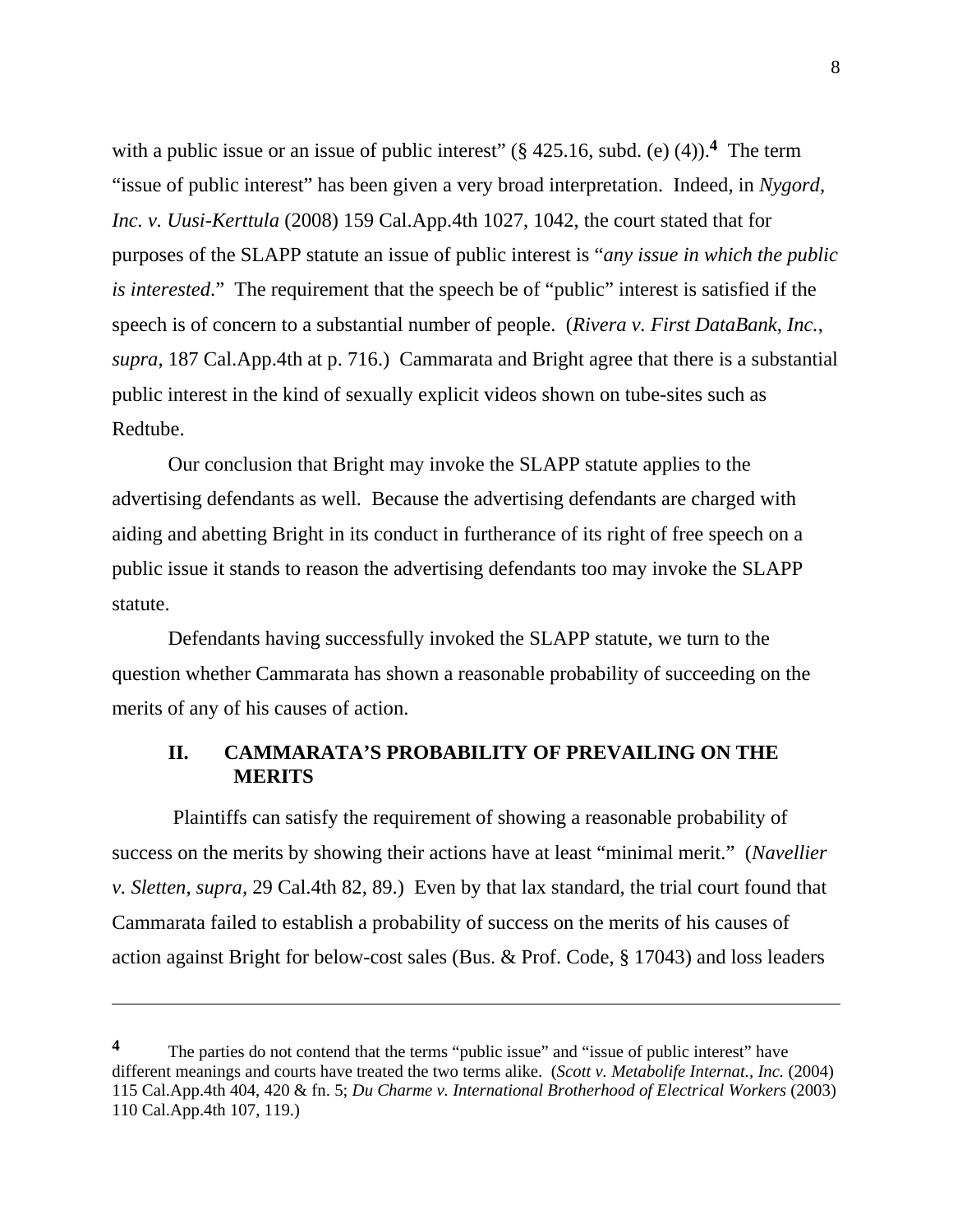with a public issue or an issue of public interest" (§ 425.16, subd. (e) (4)).[4] The term "issue of public interest" has been given a very broad interpretation. Indeed, in *Nygord, Inc. v. Uusi-Kerttula* (2008) 159 Cal.App.4th 1027, 1042, the court stated that for purposes of the SLAPP statute an issue of public interest is "*any issue in which the public is interested*." The requirement that the speech be of "public" interest is satisfied if the speech is of concern to a substantial number of people. (*Rivera v. First DataBank, Inc.*, *supra*, 187 Cal.App.4th at p. 716.) Cammarata and Bright agree that there is a substantial public interest in the kind of sexually explicit videos shown on tube-sites such as Redtube.

Our conclusion that Bright may invoke the SLAPP statute applies to the advertising defendants as well. Because the advertising defendants are charged with aiding and abetting Bright in its conduct in furtherance of its right of free speech on a public issue it stands to reason the advertising defendants too may invoke the SLAPP statute.

Defendants having successfully invoked the SLAPP statute, we turn to the question whether Cammarata has shown a reasonable probability of succeeding on the merits of any of his causes of action.

## II. CAMMARATA'S PROBABILITY OF PREVAILING ON THE MERITS

Plaintiffs can satisfy the requirement of showing a reasonable probability of success on the merits by showing their actions have at least "minimal merit." (*Navellier v. Sletten*, *supra*, 29 Cal.4th 82, 89.) Even by that lax standard, the trial court found that Cammarata failed to establish a probability of success on the merits of his causes of action against Bright for below-cost sales (Bus. & Prof. Code, § 17043) and loss leaders

---

[4] The parties do not contend that the terms "public issue" and "issue of public interest" have different meanings and courts have treated the two terms alike. (*Scott v. Metabolife Internat., Inc.* (2004) 115 Cal.App.4th 404, 420 & fn. 5; *Du Charme v. International Brotherhood of Electrical Workers* (2003) 110 Cal.App.4th 107, 119.)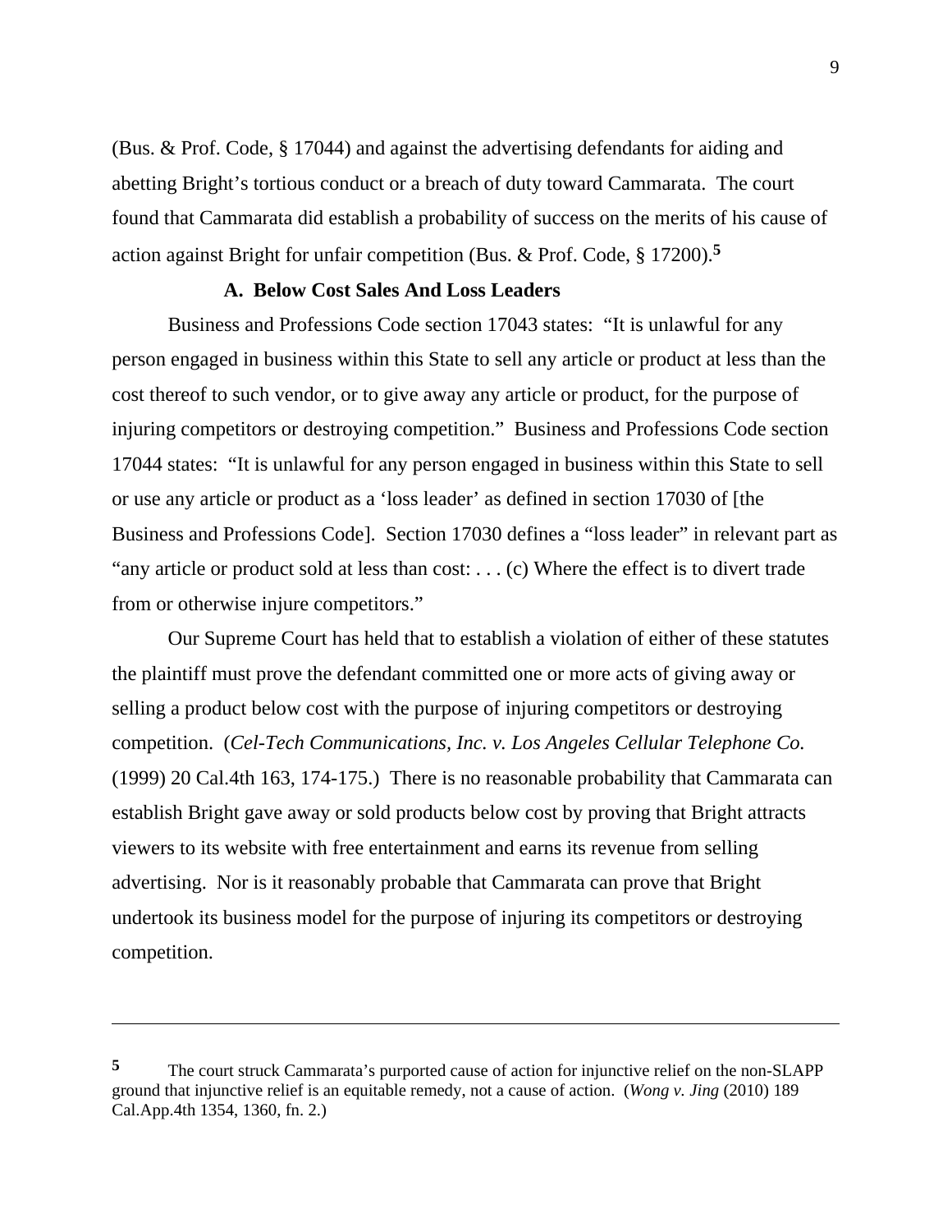(Bus. & Prof. Code, § 17044) and against the advertising defendants for aiding and abetting Bright's tortious conduct or a breach of duty toward Cammarata. The court found that Cammarata did establish a probability of success on the merits of his cause of action against Bright for unfair competition (Bus. & Prof. Code, § 17200).[5]

### A. Below Cost Sales And Loss Leaders

Business and Professions Code section 17043 states: "It is unlawful for any person engaged in business within this State to sell any article or product at less than the cost thereof to such vendor, or to give away any article or product, for the purpose of injuring competitors or destroying competition." Business and Professions Code section 17044 states: "It is unlawful for any person engaged in business within this State to sell or use any article or product as a 'loss leader' as defined in section 17030 of [the Business and Professions Code]. Section 17030 defines a "loss leader" in relevant part as "any article or product sold at less than cost: . . . (c) Where the effect is to divert trade from or otherwise injure competitors."

Our Supreme Court has held that to establish a violation of either of these statutes the plaintiff must prove the defendant committed one or more acts of giving away or selling a product below cost with the purpose of injuring competitors or destroying competition. (*Cel-Tech Communications, Inc. v. Los Angeles Cellular Telephone Co.* (1999) 20 Cal.4th 163, 174-175.) There is no reasonable probability that Cammarata can establish Bright gave away or sold products below cost by proving that Bright attracts viewers to its website with free entertainment and earns its revenue from selling advertising. Nor is it reasonably probable that Cammarata can prove that Bright undertook its business model for the purpose of injuring its competitors or destroying competition.

---

[5] The court struck Cammarata's purported cause of action for injunctive relief on the non-SLAPP ground that injunctive relief is an equitable remedy, not a cause of action. (*Wong v. Jing* (2010) 189 Cal.App.4th 1354, 1360, fn. 2.)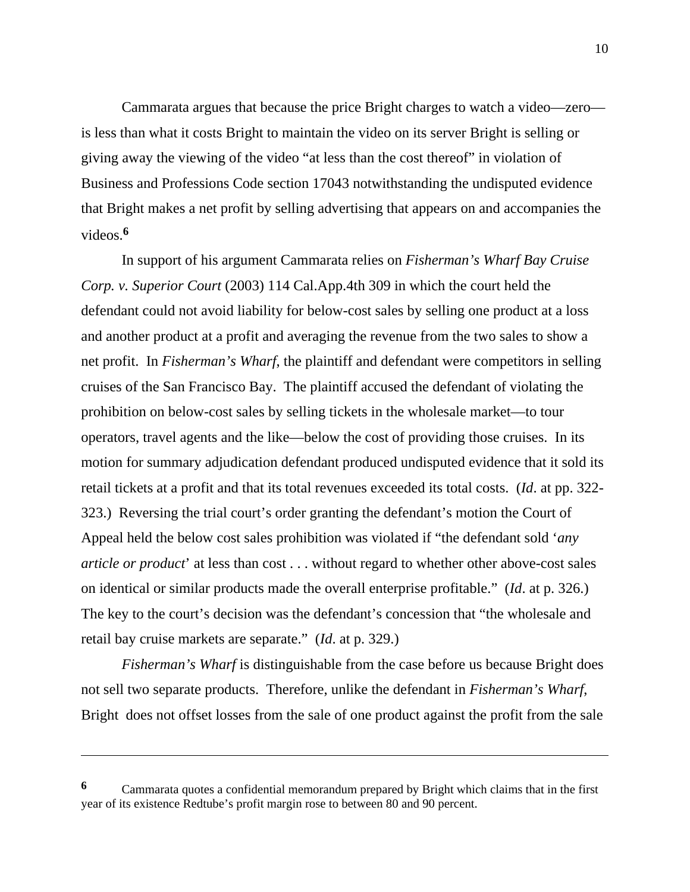Cammarata argues that because the price Bright charges to watch a video—zero—is less than what it costs Bright to maintain the video on its server Bright is selling or giving away the viewing of the video "at less than the cost thereof" in violation of Business and Professions Code section 17043 notwithstanding the undisputed evidence that Bright makes a net profit by selling advertising that appears on and accompanies the videos.[6]

In support of his argument Cammarata relies on *Fisherman's Wharf Bay Cruise Corp. v. Superior Court* (2003) 114 Cal.App.4th 309 in which the court held the defendant could not avoid liability for below-cost sales by selling one product at a loss and another product at a profit and averaging the revenue from the two sales to show a net profit. In *Fisherman's Wharf*, the plaintiff and defendant were competitors in selling cruises of the San Francisco Bay. The plaintiff accused the defendant of violating the prohibition on below-cost sales by selling tickets in the wholesale market—to tour operators, travel agents and the like—below the cost of providing those cruises. In its motion for summary adjudication defendant produced undisputed evidence that it sold its retail tickets at a profit and that its total revenues exceeded its total costs. (*Id*. at pp. 322-323.) Reversing the trial court's order granting the defendant's motion the Court of Appeal held the below cost sales prohibition was violated if "the defendant sold '*any article or product*' at less than cost . . . without regard to whether other above-cost sales on identical or similar products made the overall enterprise profitable." (*Id*. at p. 326.) The key to the court's decision was the defendant's concession that "the wholesale and retail bay cruise markets are separate." (*Id*. at p. 329.)

*Fisherman's Wharf* is distinguishable from the case before us because Bright does not sell two separate products. Therefore, unlike the defendant in *Fisherman's Wharf*, Bright does not offset losses from the sale of one product against the profit from the sale

---

[6] Cammarata quotes a confidential memorandum prepared by Bright which claims that in the first year of its existence Redtube's profit margin rose to between 80 and 90 percent.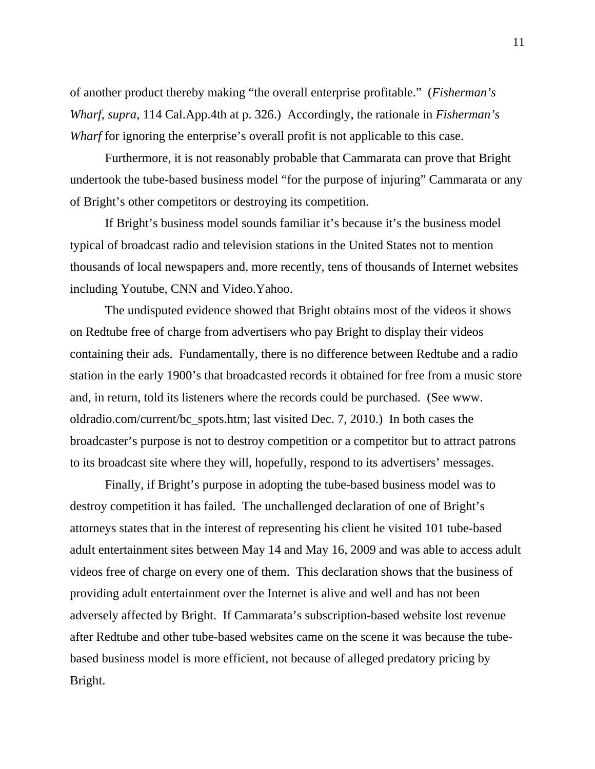of another product thereby making "the overall enterprise profitable." (*Fisherman's Wharf*, *supra*, 114 Cal.App.4th at p. 326.) Accordingly, the rationale in *Fisherman's Wharf* for ignoring the enterprise's overall profit is not applicable to this case.

Furthermore, it is not reasonably probable that Cammarata can prove that Bright undertook the tube-based business model "for the purpose of injuring" Cammarata or any of Bright's other competitors or destroying its competition.

If Bright's business model sounds familiar it's because it's the business model typical of broadcast radio and television stations in the United States not to mention thousands of local newspapers and, more recently, tens of thousands of Internet websites including Youtube, CNN and Video.Yahoo.

The undisputed evidence showed that Bright obtains most of the videos it shows on Redtube free of charge from advertisers who pay Bright to display their videos containing their ads. Fundamentally, there is no difference between Redtube and a radio station in the early 1900's that broadcasted records it obtained for free from a music store and, in return, told its listeners where the records could be purchased. (See www. oldradio.com/current/bc_spots.htm; last visited Dec. 7, 2010.) In both cases the broadcaster's purpose is not to destroy competition or a competitor but to attract patrons to its broadcast site where they will, hopefully, respond to its advertisers' messages.

Finally, if Bright's purpose in adopting the tube-based business model was to destroy competition it has failed. The unchallenged declaration of one of Bright's attorneys states that in the interest of representing his client he visited 101 tube-based adult entertainment sites between May 14 and May 16, 2009 and was able to access adult videos free of charge on every one of them. This declaration shows that the business of providing adult entertainment over the Internet is alive and well and has not been adversely affected by Bright. If Cammarata's subscription-based website lost revenue after Redtube and other tube-based websites came on the scene it was because the tube-based business model is more efficient, not because of alleged predatory pricing by Bright.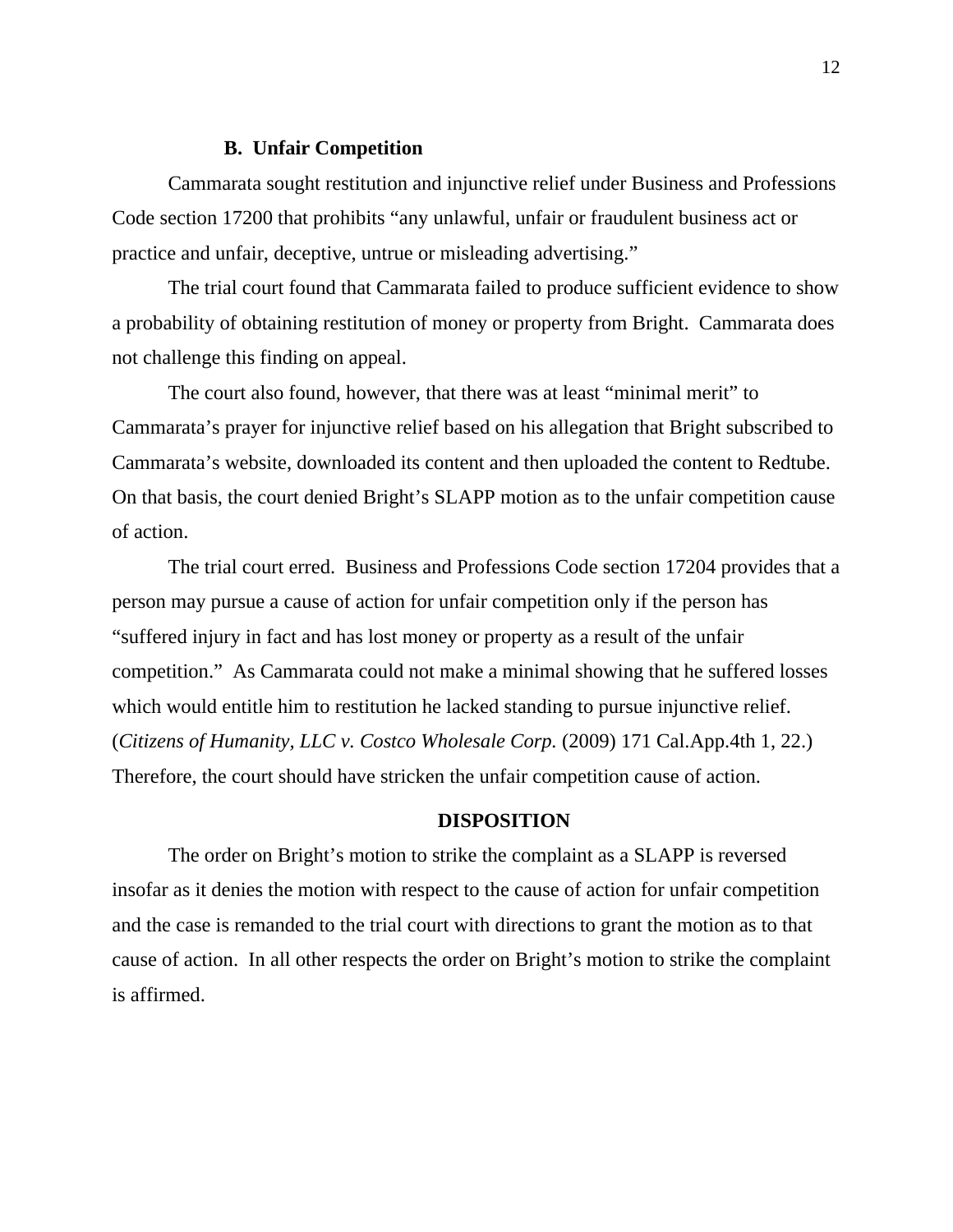### B. Unfair Competition

Cammarata sought restitution and injunctive relief under Business and Professions Code section 17200 that prohibits "any unlawful, unfair or fraudulent business act or practice and unfair, deceptive, untrue or misleading advertising."

The trial court found that Cammarata failed to produce sufficient evidence to show a probability of obtaining restitution of money or property from Bright. Cammarata does not challenge this finding on appeal.

The court also found, however, that there was at least "minimal merit" to Cammarata's prayer for injunctive relief based on his allegation that Bright subscribed to Cammarata's website, downloaded its content and then uploaded the content to Redtube. On that basis, the court denied Bright's SLAPP motion as to the unfair competition cause of action.

The trial court erred. Business and Professions Code section 17204 provides that a person may pursue a cause of action for unfair competition only if the person has "suffered injury in fact and has lost money or property as a result of the unfair competition." As Cammarata could not make a minimal showing that he suffered losses which would entitle him to restitution he lacked standing to pursue injunctive relief. (*Citizens of Humanity, LLC v. Costco Wholesale Corp.* (2009) 171 Cal.App.4th 1, 22.) Therefore, the court should have stricken the unfair competition cause of action.

## DISPOSITION

The order on Bright's motion to strike the complaint as a SLAPP is reversed insofar as it denies the motion with respect to the cause of action for unfair competition and the case is remanded to the trial court with directions to grant the motion as to that cause of action. In all other respects the order on Bright's motion to strike the complaint is affirmed.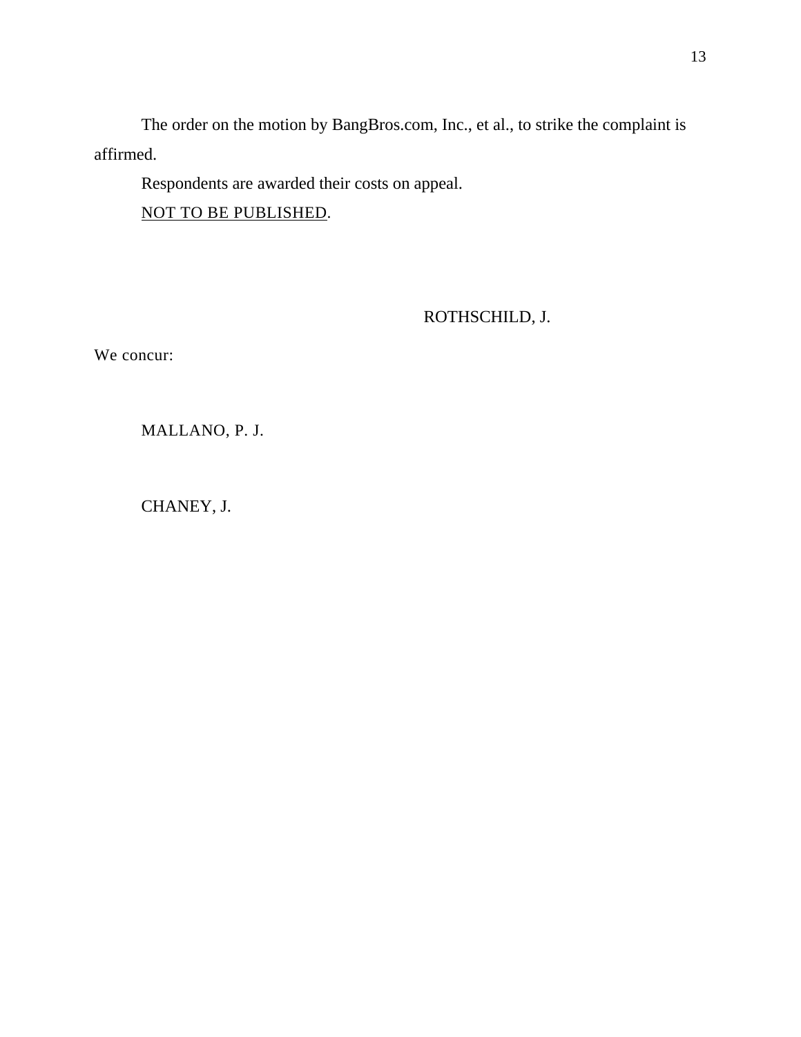The order on the motion by BangBros.com, Inc., et al., to strike the complaint is affirmed.

Respondents are awarded their costs on appeal.

<u>NOT TO BE PUBLISHED</u>.

ROTHSCHILD, J.

We concur:

MALLANO, P. J.

CHANEY, J.